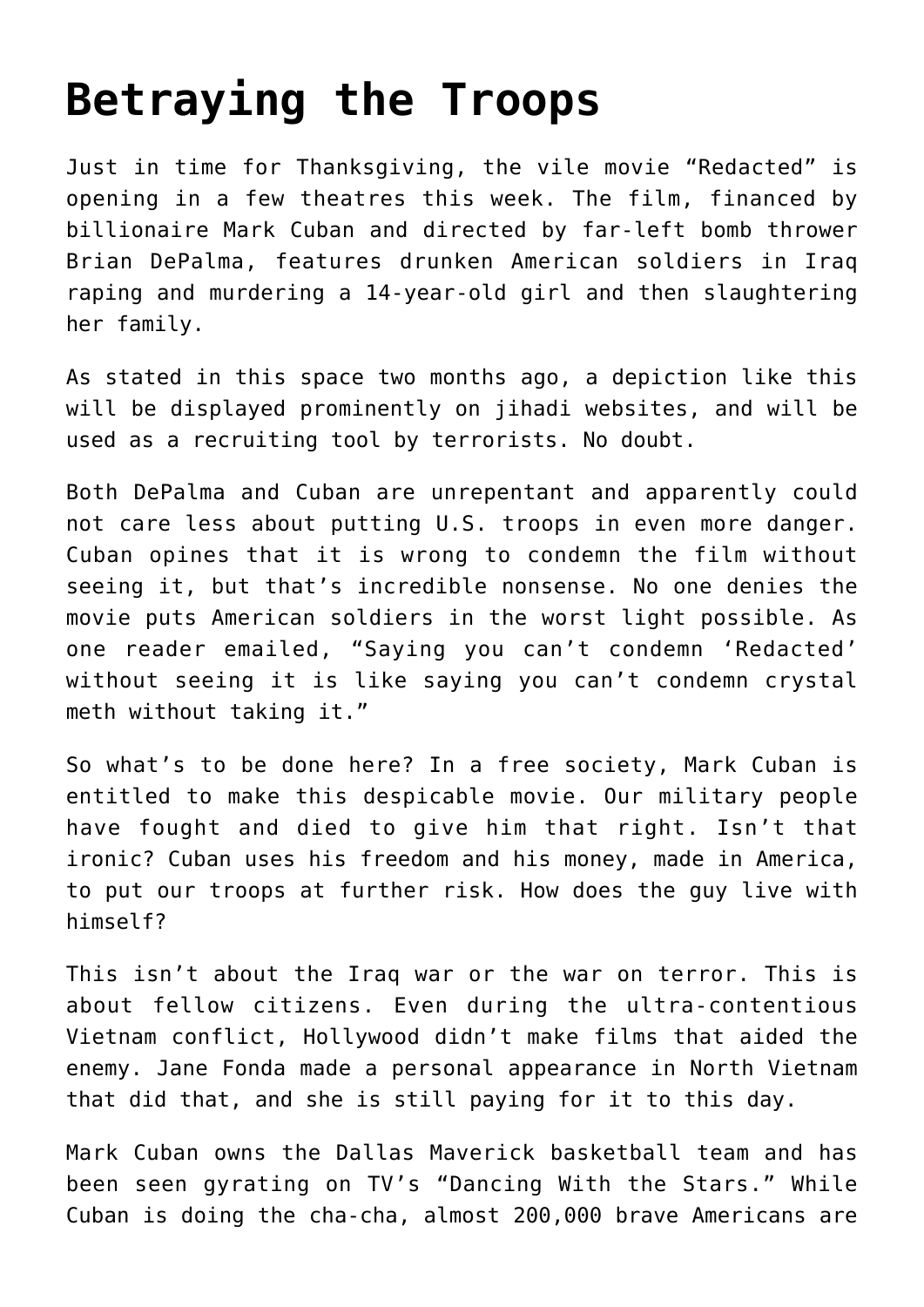# Betraying the Troops

Just in time for Thanksgiving, the vile movie “Redacted” is opening in a few theatres this week. The film, financed by billionaire Mark Cuban and directed by far-left bomb thrower Brian DePalma, features drunken American soldiers in Iraq raping and murdering a 14-year-old girl and then slaughtering her family.

As stated in this space two months ago, a depiction like this will be displayed prominently on jihadi websites, and will be used as a recruiting tool by terrorists. No doubt.

Both DePalma and Cuban are unrepentant and apparently could not care less about putting U.S. troops in even more danger. Cuban opines that it is wrong to condemn the film without seeing it, but that’s incredible nonsense. No one denies the movie puts American soldiers in the worst light possible. As one reader emailed, “Saying you can’t condemn ‘Redacted’ without seeing it is like saying you can’t condemn crystal meth without taking it.”

So what’s to be done here? In a free society, Mark Cuban is entitled to make this despicable movie. Our military people have fought and died to give him that right. Isn’t that ironic? Cuban uses his freedom and his money, made in America, to put our troops at further risk. How does the guy live with himself?

This isn’t about the Iraq war or the war on terror. This is about fellow citizens. Even during the ultra-contentious Vietnam conflict, Hollywood didn’t make films that aided the enemy. Jane Fonda made a personal appearance in North Vietnam that did that, and she is still paying for it to this day.

Mark Cuban owns the Dallas Maverick basketball team and has been seen gyrating on TV’s “Dancing With the Stars.” While Cuban is doing the cha-cha, almost 200,000 brave Americans are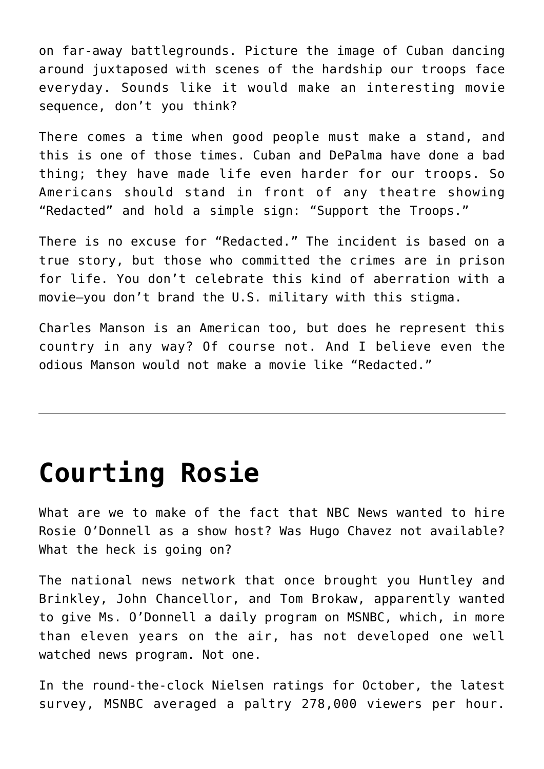on far-away battlegrounds. Picture the image of Cuban dancing around juxtaposed with scenes of the hardship our troops face everyday. Sounds like it would make an interesting movie sequence, don't you think?

There comes a time when good people must make a stand, and this is one of those times. Cuban and DePalma have done a bad thing; they have made life even harder for our troops. So Americans should stand in front of any theatre showing "Redacted" and hold a simple sign: "Support the Troops."

There is no excuse for "Redacted." The incident is based on a true story, but those who committed the crimes are in prison for life. You don't celebrate this kind of aberration with a movie—you don't brand the U.S. military with this stigma.

Charles Manson is an American too, but does he represent this country in any way? Of course not. And I believe even the odious Manson would not make a movie like "Redacted."

---

# Courting Rosie

What are we to make of the fact that NBC News wanted to hire Rosie O'Donnell as a show host? Was Hugo Chavez not available? What the heck is going on?

The national news network that once brought you Huntley and Brinkley, John Chancellor, and Tom Brokaw, apparently wanted to give Ms. O'Donnell a daily program on MSNBC, which, in more than eleven years on the air, has not developed one well watched news program. Not one.

In the round-the-clock Nielsen ratings for October, the latest survey, MSNBC averaged a paltry 278,000 viewers per hour.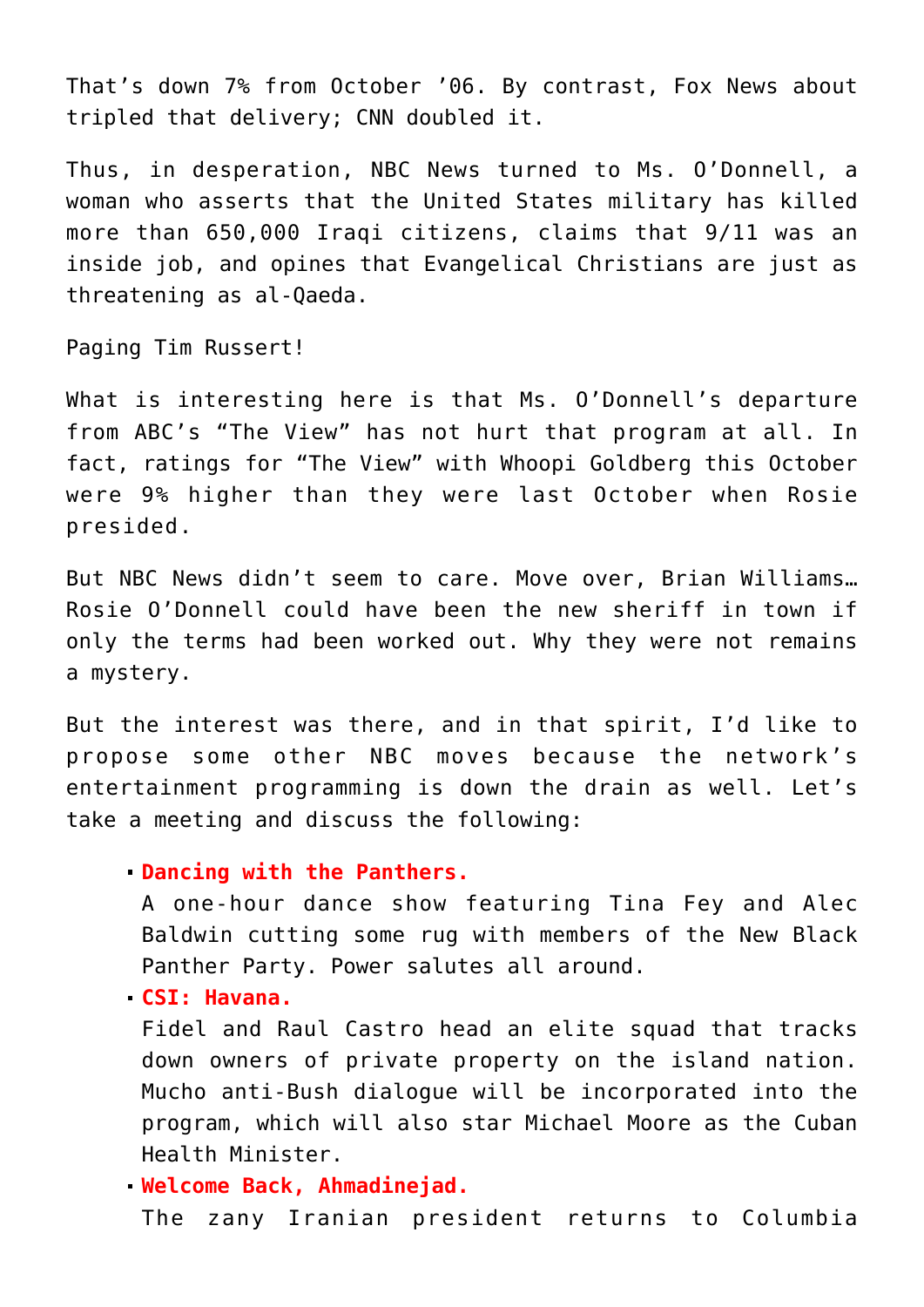That’s down 7% from October ’06. By contrast, Fox News about tripled that delivery; CNN doubled it.

Thus, in desperation, NBC News turned to Ms. O’Donnell, a woman who asserts that the United States military has killed more than 650,000 Iraqi citizens, claims that 9/11 was an inside job, and opines that Evangelical Christians are just as threatening as al-Qaeda.

Paging Tim Russert!

What is interesting here is that Ms. O’Donnell’s departure from ABC’s “The View” has not hurt that program at all. In fact, ratings for “The View” with Whoopi Goldberg this October were 9% higher than they were last October when Rosie presided.

But NBC News didn’t seem to care. Move over, Brian Williams… Rosie O’Donnell could have been the new sheriff in town if only the terms had been worked out. Why they were not remains a mystery.

But the interest was there, and in that spirit, I’d like to propose some other NBC moves because the network’s entertainment programming is down the drain as well. Let’s take a meeting and discuss the following:

- **Dancing with the Panthers.**
  A one-hour dance show featuring Tina Fey and Alec Baldwin cutting some rug with members of the New Black Panther Party. Power salutes all around.
- **CSI: Havana.**
  Fidel and Raul Castro head an elite squad that tracks down owners of private property on the island nation. Mucho anti-Bush dialogue will be incorporated into the program, which will also star Michael Moore as the Cuban Health Minister.
- **Welcome Back, Ahmadinejad.**
  The zany Iranian president returns to Columbia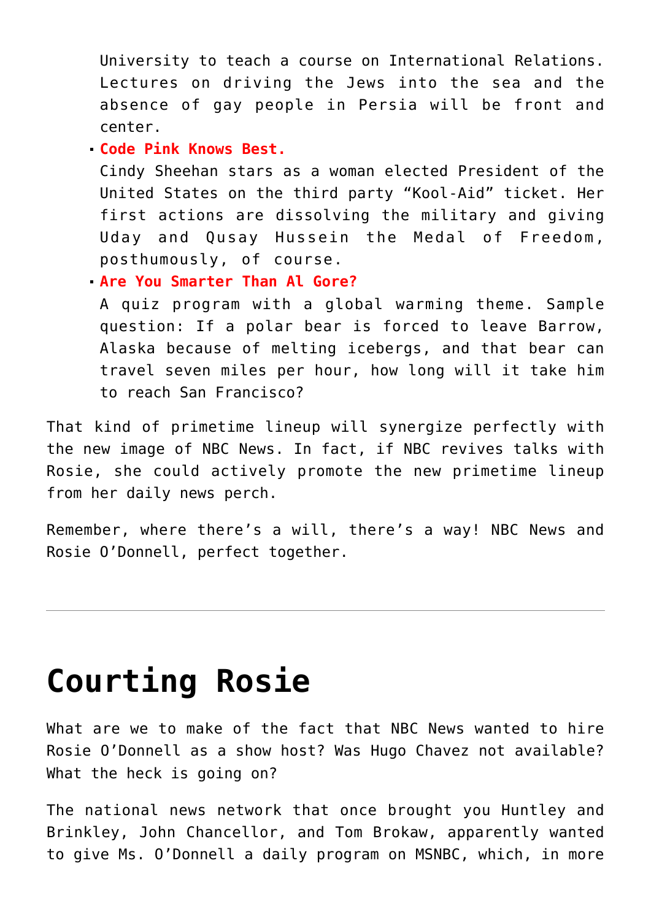University to teach a course on International Relations. Lectures on driving the Jews into the sea and the absence of gay people in Persia will be front and center.

- **Code Pink Knows Best.**
  Cindy Sheehan stars as a woman elected President of the United States on the third party "Kool-Aid" ticket. Her first actions are dissolving the military and giving Uday and Qusay Hussein the Medal of Freedom, posthumously, of course.
- **Are You Smarter Than Al Gore?**
  A quiz program with a global warming theme. Sample question: If a polar bear is forced to leave Barrow, Alaska because of melting icebergs, and that bear can travel seven miles per hour, how long will it take him to reach San Francisco?

That kind of primetime lineup will synergize perfectly with the new image of NBC News. In fact, if NBC revives talks with Rosie, she could actively promote the new primetime lineup from her daily news perch.

Remember, where there's a will, there's a way! NBC News and Rosie O'Donnell, perfect together.

---

# Courting Rosie

What are we to make of the fact that NBC News wanted to hire Rosie O'Donnell as a show host? Was Hugo Chavez not available? What the heck is going on?

The national news network that once brought you Huntley and Brinkley, John Chancellor, and Tom Brokaw, apparently wanted to give Ms. O'Donnell a daily program on MSNBC, which, in more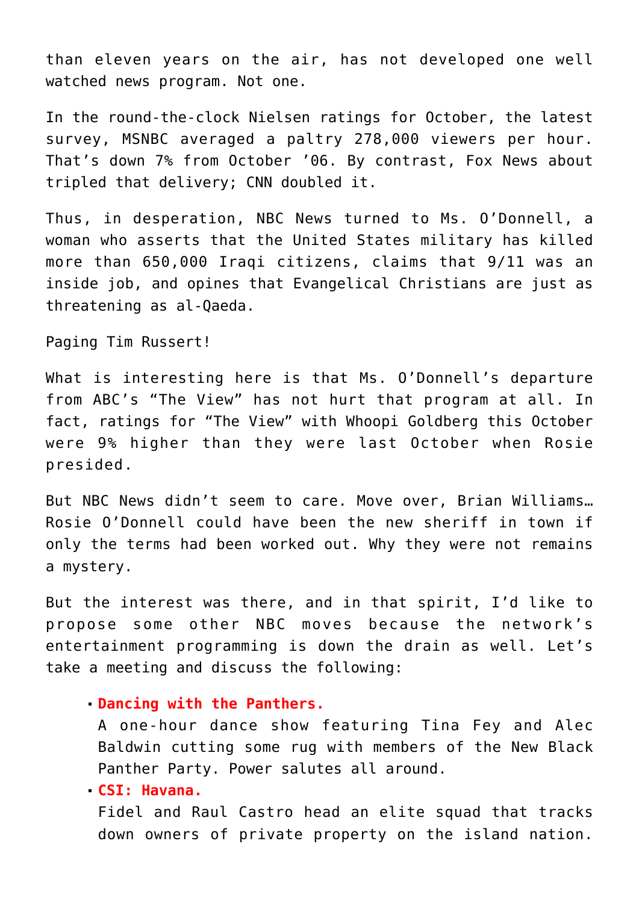than eleven years on the air, has not developed one well watched news program. Not one.

In the round-the-clock Nielsen ratings for October, the latest survey, MSNBC averaged a paltry 278,000 viewers per hour. That's down 7% from October '06. By contrast, Fox News about tripled that delivery; CNN doubled it.

Thus, in desperation, NBC News turned to Ms. O'Donnell, a woman who asserts that the United States military has killed more than 650,000 Iraqi citizens, claims that 9/11 was an inside job, and opines that Evangelical Christians are just as threatening as al-Qaeda.

Paging Tim Russert!

What is interesting here is that Ms. O'Donnell's departure from ABC's "The View" has not hurt that program at all. In fact, ratings for "The View" with Whoopi Goldberg this October were 9% higher than they were last October when Rosie presided.

But NBC News didn't seem to care. Move over, Brian Williams… Rosie O'Donnell could have been the new sheriff in town if only the terms had been worked out. Why they were not remains a mystery.

But the interest was there, and in that spirit, I'd like to propose some other NBC moves because the network's entertainment programming is down the drain as well. Let's take a meeting and discuss the following:

- **Dancing with the Panthers.**
  A one-hour dance show featuring Tina Fey and Alec Baldwin cutting some rug with members of the New Black Panther Party. Power salutes all around.
- **CSI: Havana.**
  Fidel and Raul Castro head an elite squad that tracks down owners of private property on the island nation.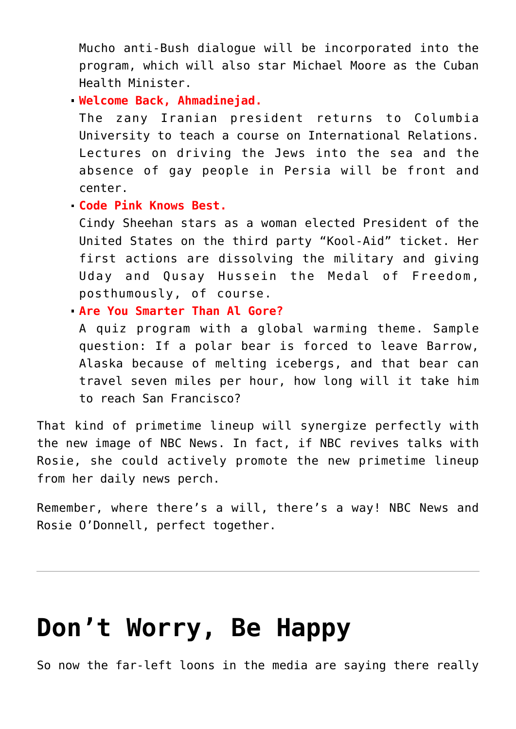Mucho anti-Bush dialogue will be incorporated into the program, which will also star Michael Moore as the Cuban Health Minister.

- **Welcome Back, Ahmadinejad.**
  The zany Iranian president returns to Columbia University to teach a course on International Relations. Lectures on driving the Jews into the sea and the absence of gay people in Persia will be front and center.
- **Code Pink Knows Best.**
  Cindy Sheehan stars as a woman elected President of the United States on the third party "Kool-Aid" ticket. Her first actions are dissolving the military and giving Uday and Qusay Hussein the Medal of Freedom, posthumously, of course.
- **Are You Smarter Than Al Gore?**
  A quiz program with a global warming theme. Sample question: If a polar bear is forced to leave Barrow, Alaska because of melting icebergs, and that bear can travel seven miles per hour, how long will it take him to reach San Francisco?

That kind of primetime lineup will synergize perfectly with the new image of NBC News. In fact, if NBC revives talks with Rosie, she could actively promote the new primetime lineup from her daily news perch.

Remember, where there's a will, there's a way! NBC News and Rosie O'Donnell, perfect together.

---

# Don't Worry, Be Happy

So now the far-left loons in the media are saying there really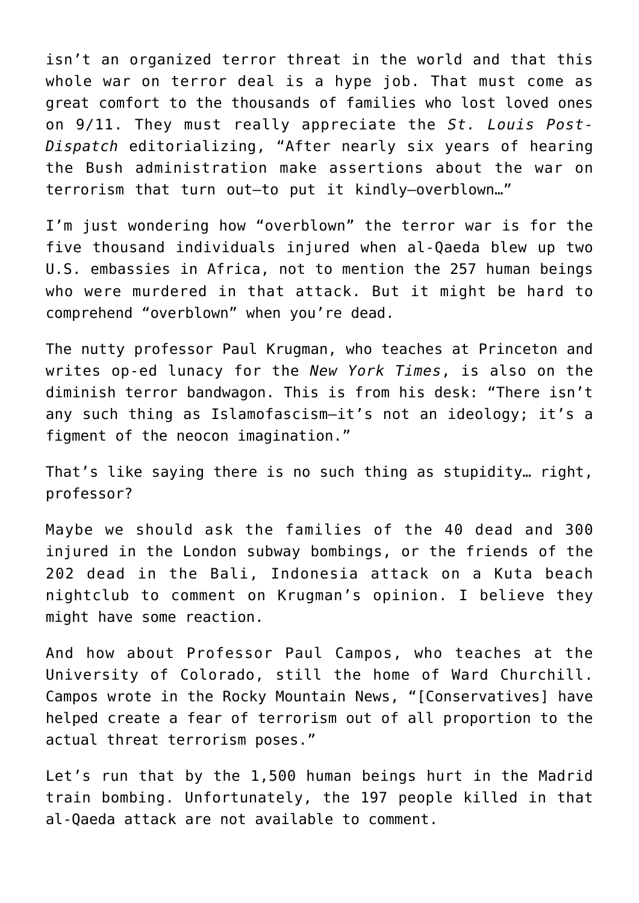isn't an organized terror threat in the world and that this whole war on terror deal is a hype job. That must come as great comfort to the thousands of families who lost loved ones on 9/11. They must really appreciate the *St. Louis Post-Dispatch* editorializing, "After nearly six years of hearing the Bush administration make assertions about the war on terrorism that turn out—to put it kindly—overblown…"

I'm just wondering how "overblown" the terror war is for the five thousand individuals injured when al-Qaeda blew up two U.S. embassies in Africa, not to mention the 257 human beings who were murdered in that attack. But it might be hard to comprehend "overblown" when you're dead.

The nutty professor Paul Krugman, who teaches at Princeton and writes op-ed lunacy for the *New York Times*, is also on the diminish terror bandwagon. This is from his desk: "There isn't any such thing as Islamofascism—it's not an ideology; it's a figment of the neocon imagination."

That's like saying there is no such thing as stupidity… right, professor?

Maybe we should ask the families of the 40 dead and 300 injured in the London subway bombings, or the friends of the 202 dead in the Bali, Indonesia attack on a Kuta beach nightclub to comment on Krugman's opinion. I believe they might have some reaction.

And how about Professor Paul Campos, who teaches at the University of Colorado, still the home of Ward Churchill. Campos wrote in the Rocky Mountain News, "[Conservatives] have helped create a fear of terrorism out of all proportion to the actual threat terrorism poses."

Let's run that by the 1,500 human beings hurt in the Madrid train bombing. Unfortunately, the 197 people killed in that al-Qaeda attack are not available to comment.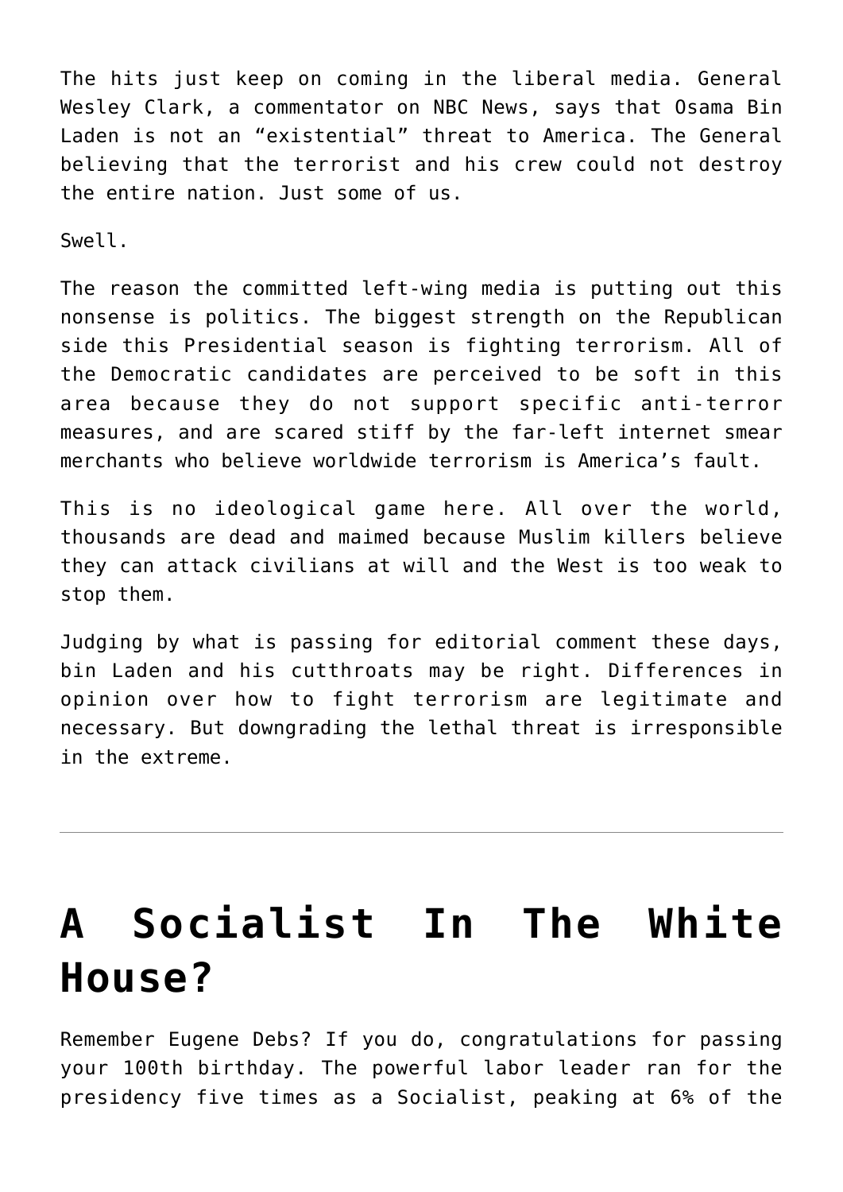The hits just keep on coming in the liberal media. General Wesley Clark, a commentator on NBC News, says that Osama Bin Laden is not an "existential" threat to America. The General believing that the terrorist and his crew could not destroy the entire nation. Just some of us.

Swell.

The reason the committed left-wing media is putting out this nonsense is politics. The biggest strength on the Republican side this Presidential season is fighting terrorism. All of the Democratic candidates are perceived to be soft in this area because they do not support specific anti-terror measures, and are scared stiff by the far-left internet smear merchants who believe worldwide terrorism is America's fault.

This is no ideological game here. All over the world, thousands are dead and maimed because Muslim killers believe they can attack civilians at will and the West is too weak to stop them.

Judging by what is passing for editorial comment these days, bin Laden and his cutthroats may be right. Differences in opinion over how to fight terrorism are legitimate and necessary. But downgrading the lethal threat is irresponsible in the extreme.

---

# A Socialist In The White House?

Remember Eugene Debs? If you do, congratulations for passing your 100th birthday. The powerful labor leader ran for the presidency five times as a Socialist, peaking at 6% of the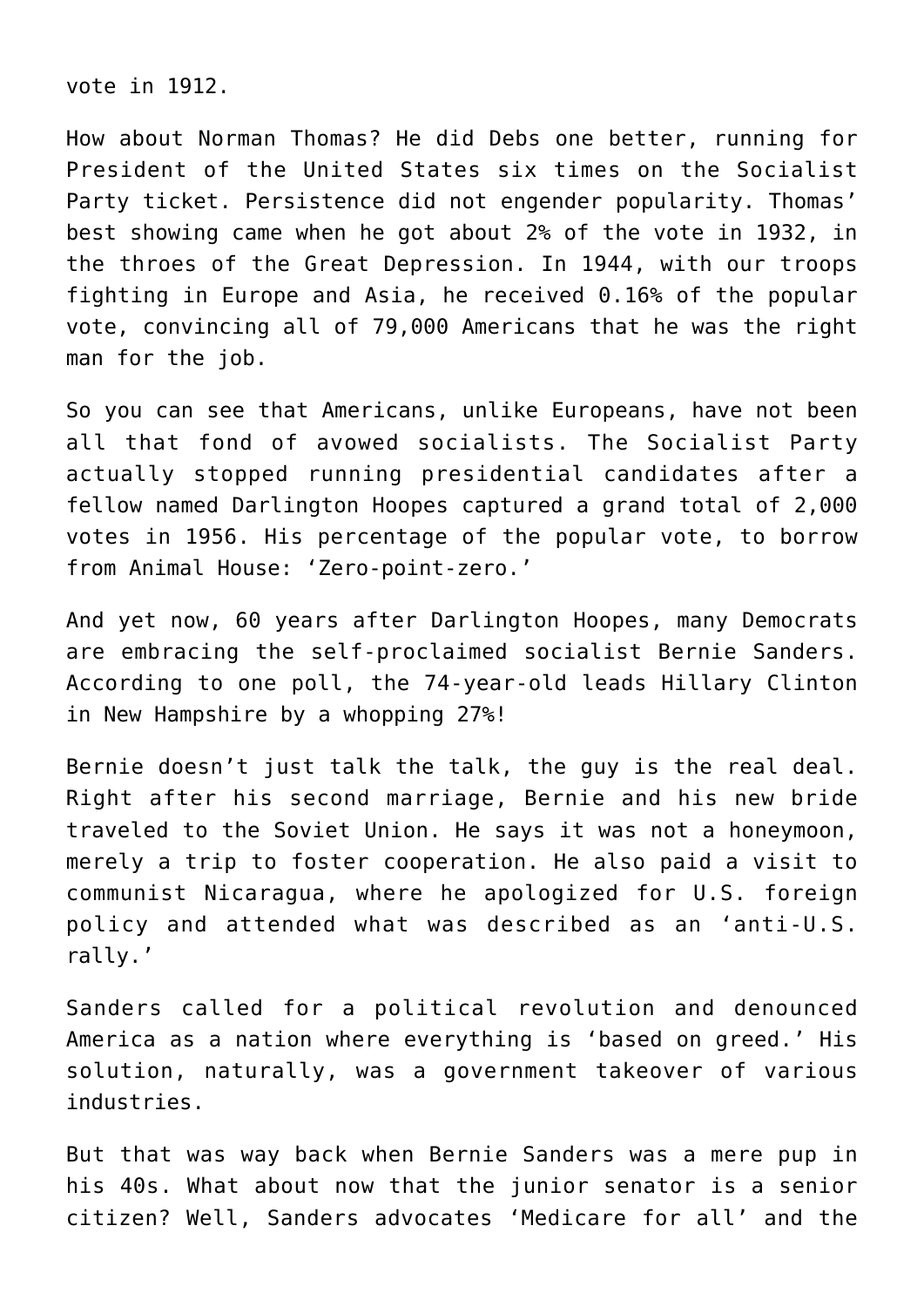vote in 1912.

How about Norman Thomas? He did Debs one better, running for President of the United States six times on the Socialist Party ticket. Persistence did not engender popularity. Thomas' best showing came when he got about 2% of the vote in 1932, in the throes of the Great Depression. In 1944, with our troops fighting in Europe and Asia, he received 0.16% of the popular vote, convincing all of 79,000 Americans that he was the right man for the job.

So you can see that Americans, unlike Europeans, have not been all that fond of avowed socialists. The Socialist Party actually stopped running presidential candidates after a fellow named Darlington Hoopes captured a grand total of 2,000 votes in 1956. His percentage of the popular vote, to borrow from Animal House: 'Zero-point-zero.'

And yet now, 60 years after Darlington Hoopes, many Democrats are embracing the self-proclaimed socialist Bernie Sanders. According to one poll, the 74-year-old leads Hillary Clinton in New Hampshire by a whopping 27%!

Bernie doesn't just talk the talk, the guy is the real deal. Right after his second marriage, Bernie and his new bride traveled to the Soviet Union. He says it was not a honeymoon, merely a trip to foster cooperation. He also paid a visit to communist Nicaragua, where he apologized for U.S. foreign policy and attended what was described as an 'anti-U.S. rally.'

Sanders called for a political revolution and denounced America as a nation where everything is 'based on greed.' His solution, naturally, was a government takeover of various industries.

But that was way back when Bernie Sanders was a mere pup in his 40s. What about now that the junior senator is a senior citizen? Well, Sanders advocates 'Medicare for all' and the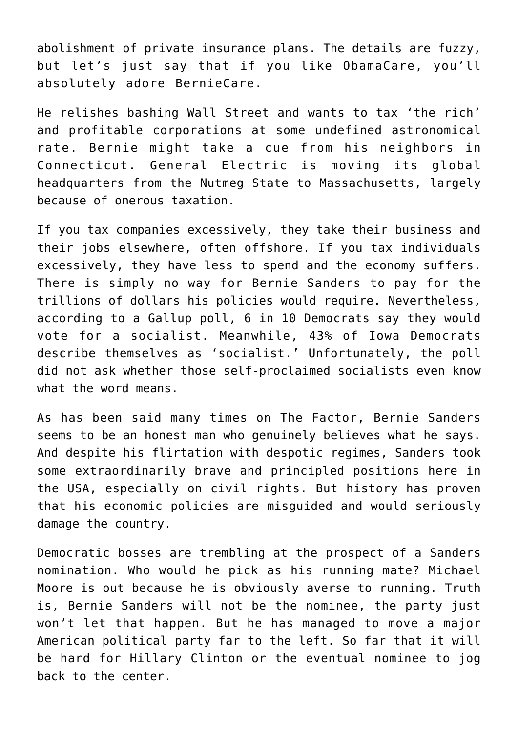abolishment of private insurance plans. The details are fuzzy, but let's just say that if you like ObamaCare, you'll absolutely adore BernieCare.

He relishes bashing Wall Street and wants to tax 'the rich' and profitable corporations at some undefined astronomical rate. Bernie might take a cue from his neighbors in Connecticut. General Electric is moving its global headquarters from the Nutmeg State to Massachusetts, largely because of onerous taxation.

If you tax companies excessively, they take their business and their jobs elsewhere, often offshore. If you tax individuals excessively, they have less to spend and the economy suffers. There is simply no way for Bernie Sanders to pay for the trillions of dollars his policies would require. Nevertheless, according to a Gallup poll, 6 in 10 Democrats say they would vote for a socialist. Meanwhile, 43% of Iowa Democrats describe themselves as 'socialist.' Unfortunately, the poll did not ask whether those self-proclaimed socialists even know what the word means.

As has been said many times on The Factor, Bernie Sanders seems to be an honest man who genuinely believes what he says. And despite his flirtation with despotic regimes, Sanders took some extraordinarily brave and principled positions here in the USA, especially on civil rights. But history has proven that his economic policies are misguided and would seriously damage the country.

Democratic bosses are trembling at the prospect of a Sanders nomination. Who would he pick as his running mate? Michael Moore is out because he is obviously averse to running. Truth is, Bernie Sanders will not be the nominee, the party just won't let that happen. But he has managed to move a major American political party far to the left. So far that it will be hard for Hillary Clinton or the eventual nominee to jog back to the center.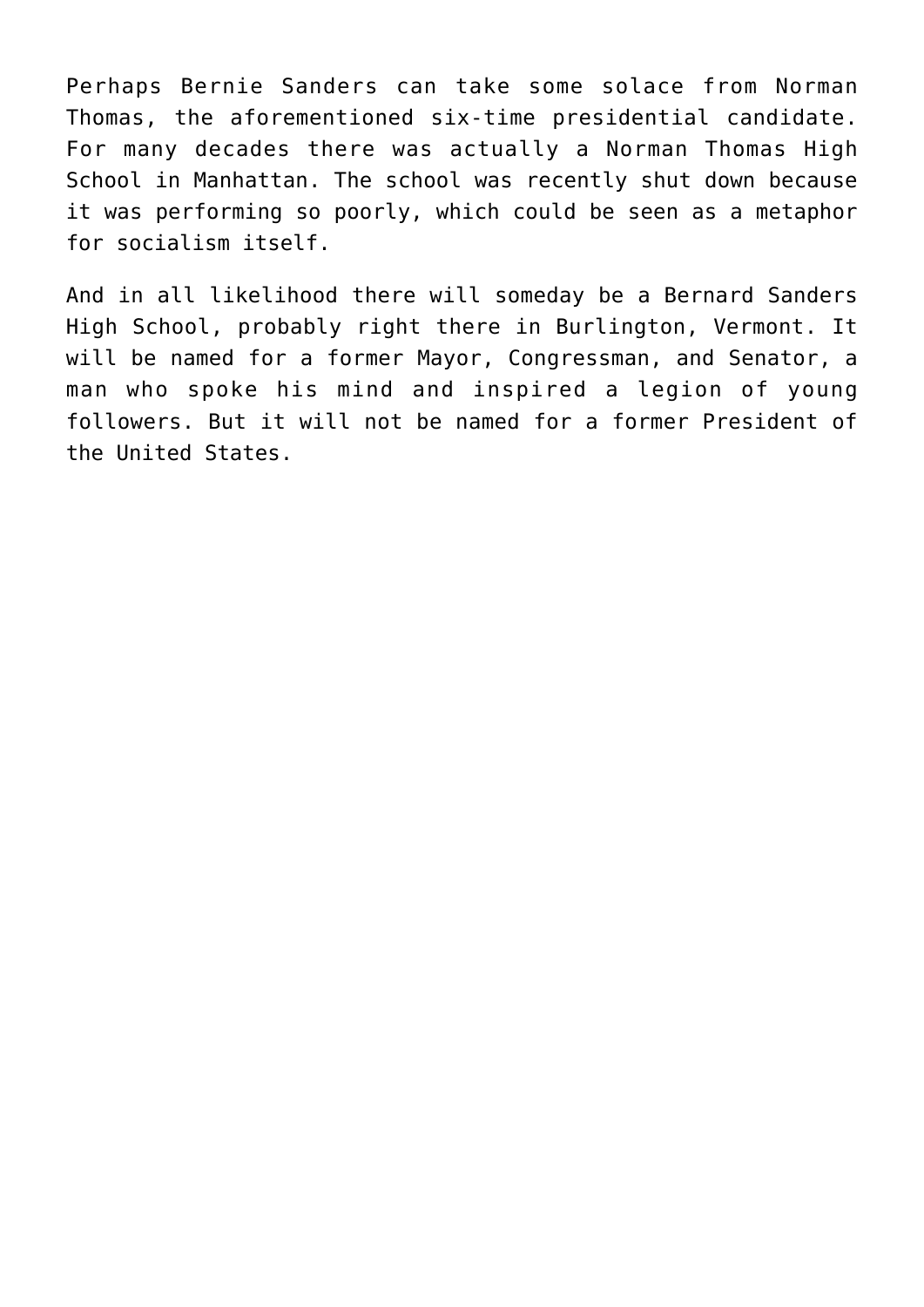Perhaps Bernie Sanders can take some solace from Norman Thomas, the aforementioned six-time presidential candidate. For many decades there was actually a Norman Thomas High School in Manhattan. The school was recently shut down because it was performing so poorly, which could be seen as a metaphor for socialism itself.

And in all likelihood there will someday be a Bernard Sanders High School, probably right there in Burlington, Vermont. It will be named for a former Mayor, Congressman, and Senator, a man who spoke his mind and inspired a legion of young followers. But it will not be named for a former President of the United States.